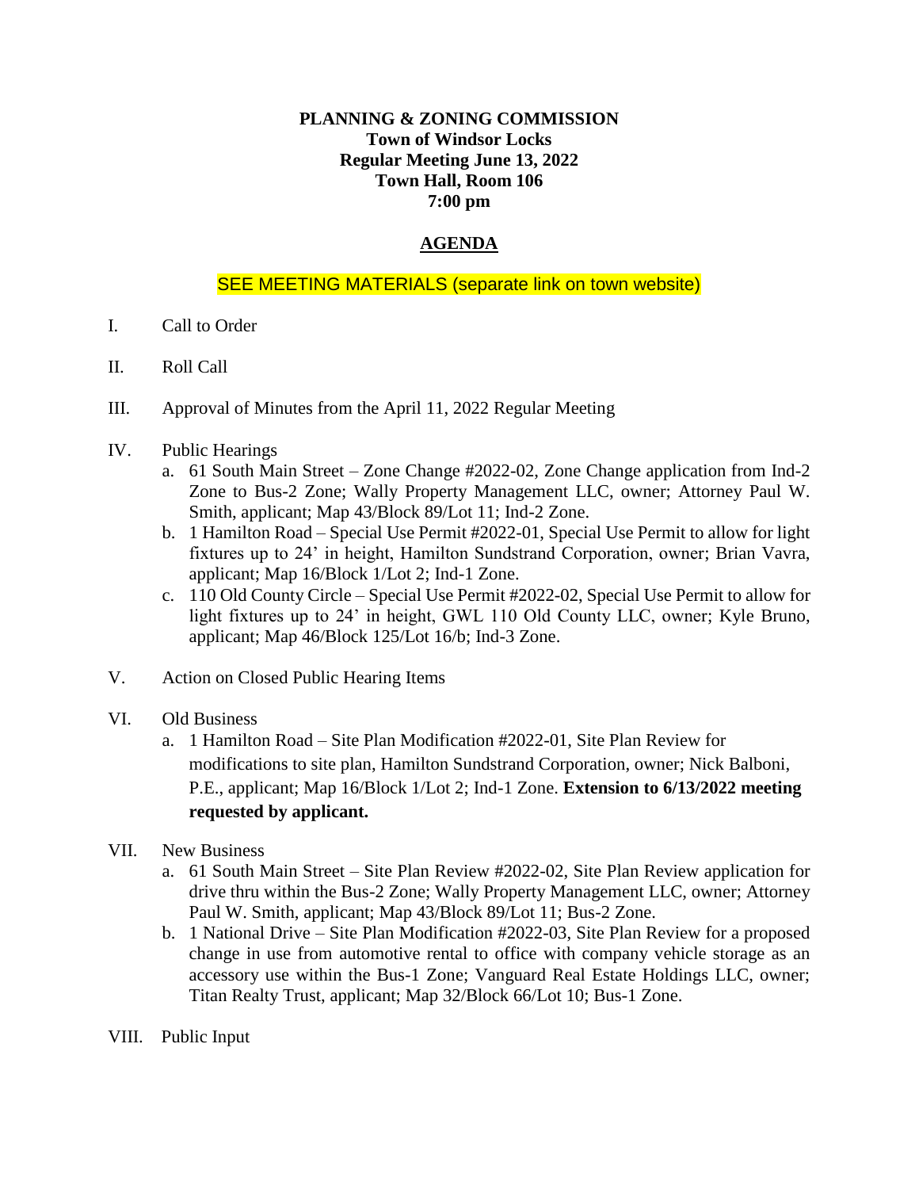**PLANNING & ZONING COMMISSION**
**Town of Windsor Locks**
**Regular Meeting June 13, 2022**
**Town Hall, Room 106**
**7:00 pm**

## AGENDA

SEE MEETING MATERIALS (separate link on town website)

I. Call to Order

II. Roll Call

III. Approval of Minutes from the April 11, 2022 Regular Meeting

IV. Public Hearings
   a. 61 South Main Street – Zone Change #2022-02, Zone Change application from Ind-2 Zone to Bus-2 Zone; Wally Property Management LLC, owner; Attorney Paul W. Smith, applicant; Map 43/Block 89/Lot 11; Ind-2 Zone.
   b. 1 Hamilton Road – Special Use Permit #2022-01, Special Use Permit to allow for light fixtures up to 24' in height, Hamilton Sundstrand Corporation, owner; Brian Vavra, applicant; Map 16/Block 1/Lot 2; Ind-1 Zone.
   c. 110 Old County Circle – Special Use Permit #2022-02, Special Use Permit to allow for light fixtures up to 24' in height, GWL 110 Old County LLC, owner; Kyle Bruno, applicant; Map 46/Block 125/Lot 16/b; Ind-3 Zone.

V. Action on Closed Public Hearing Items

VI. Old Business
   a. 1 Hamilton Road – Site Plan Modification #2022-01, Site Plan Review for modifications to site plan, Hamilton Sundstrand Corporation, owner; Nick Balboni, P.E., applicant; Map 16/Block 1/Lot 2; Ind-1 Zone. **Extension to 6/13/2022 meeting requested by applicant.**

VII. New Business
   a. 61 South Main Street – Site Plan Review #2022-02, Site Plan Review application for drive thru within the Bus-2 Zone; Wally Property Management LLC, owner; Attorney Paul W. Smith, applicant; Map 43/Block 89/Lot 11; Bus-2 Zone.
   b. 1 National Drive – Site Plan Modification #2022-03, Site Plan Review for a proposed change in use from automotive rental to office with company vehicle storage as an accessory use within the Bus-1 Zone; Vanguard Real Estate Holdings LLC, owner; Titan Realty Trust, applicant; Map 32/Block 66/Lot 10; Bus-1 Zone.

VIII. Public Input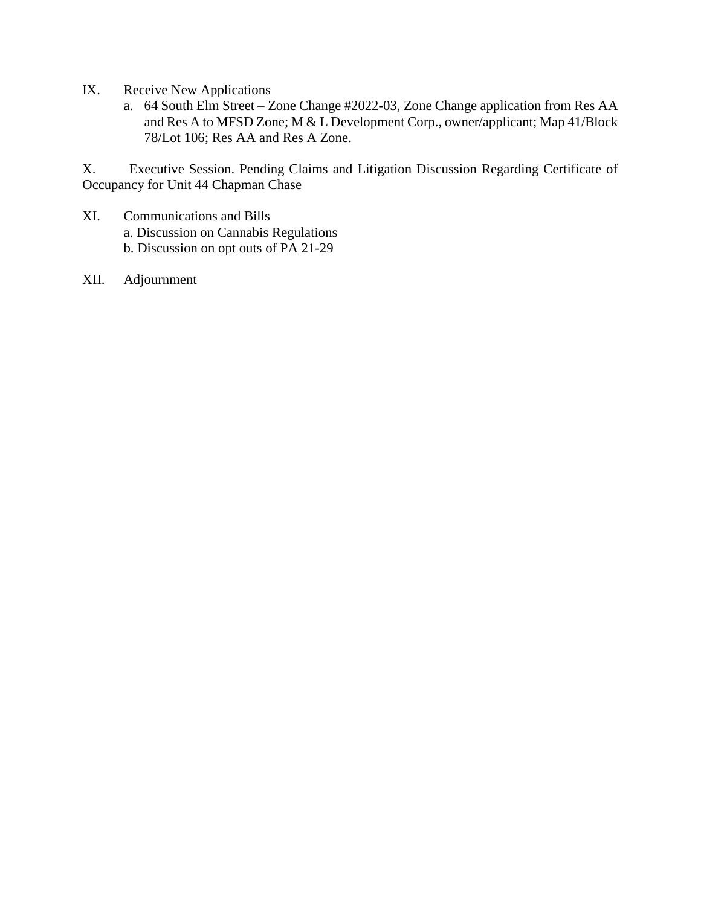IX. Receive New Applications

a. 64 South Elm Street – Zone Change #2022-03, Zone Change application from Res AA and Res A to MFSD Zone; M & L Development Corp., owner/applicant; Map 41/Block 78/Lot 106; Res AA and Res A Zone.

X. Executive Session. Pending Claims and Litigation Discussion Regarding Certificate of Occupancy for Unit 44 Chapman Chase

XI. Communications and Bills

a. Discussion on Cannabis Regulations

b. Discussion on opt outs of PA 21-29

XII. Adjournment